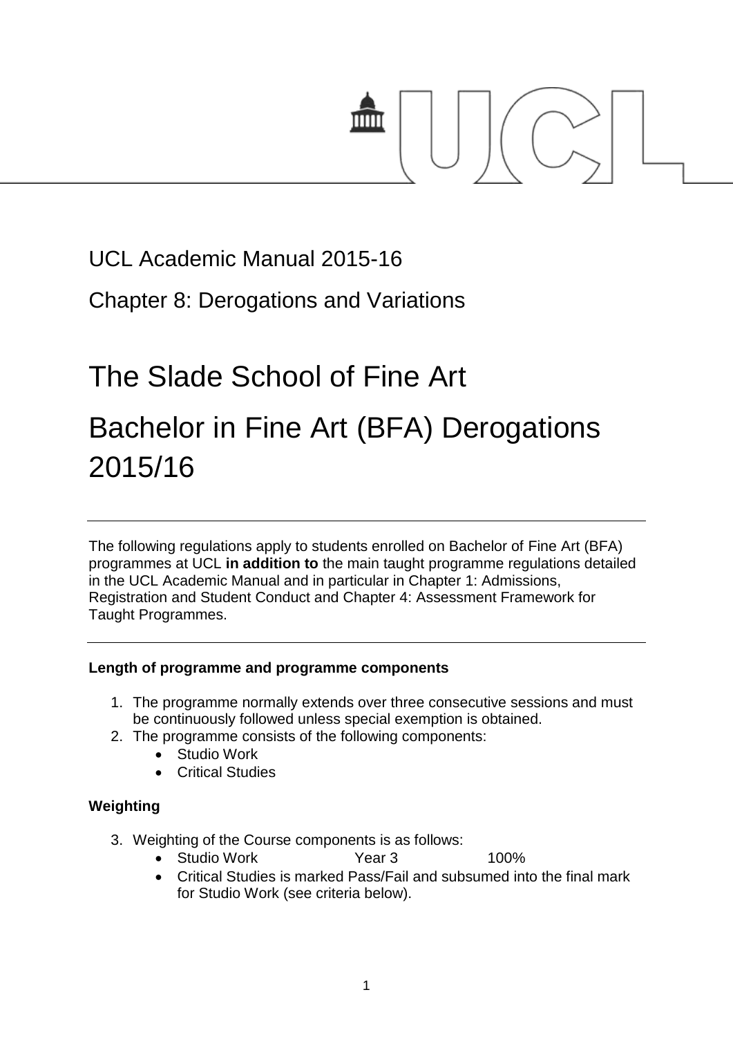UCL Academic Manual 2015-16

Chapter 8: Derogations and Variations

# The Slade School of Fine Art

# Bachelor in Fine Art (BFA) Derogations 2015/16

---

The following regulations apply to students enrolled on Bachelor of Fine Art (BFA) programmes at UCL **in addition to** the main taught programme regulations detailed in the UCL Academic Manual and in particular in Chapter 1: Admissions, Registration and Student Conduct and Chapter 4: Assessment Framework for Taught Programmes.

---

**Length of programme and programme components**

1. The programme normally extends over three consecutive sessions and must be continuously followed unless special exemption is obtained.
2. The programme consists of the following components:
    - Studio Work
    - Critical Studies

**Weighting**

3. Weighting of the Course components is as follows:
    - Studio Work Year 3 100%
    - Critical Studies is marked Pass/Fail and subsumed into the final mark for Studio Work (see criteria below).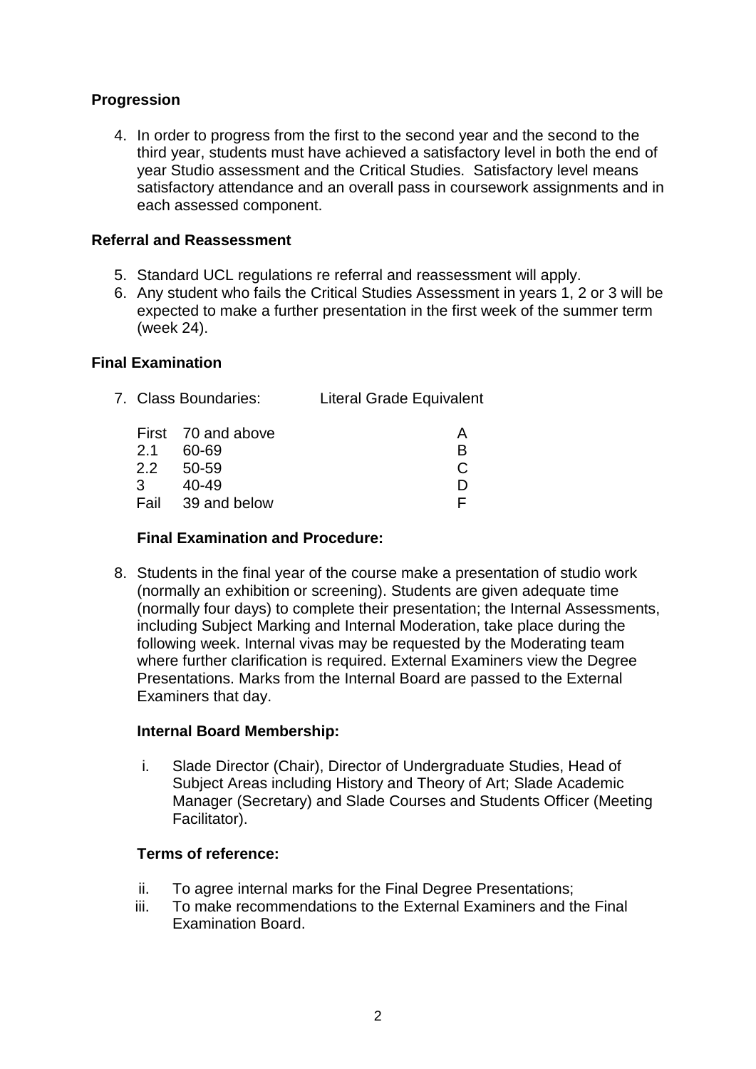## Progression

4. In order to progress from the first to the second year and the second to the third year, students must have achieved a satisfactory level in both the end of year Studio assessment and the Critical Studies. Satisfactory level means satisfactory attendance and an overall pass in coursework assignments and in each assessed component.

## Referral and Reassessment

5. Standard UCL regulations re referral and reassessment will apply.
6. Any student who fails the Critical Studies Assessment in years 1, 2 or 3 will be expected to make a further presentation in the first week of the summer term (week 24).

## Final Examination

7. Class Boundaries:

| Class | Boundaries | Literal Grade Equivalent |
|---|---|---|
| First | 70 and above | A |
| 2.1 | 60-69 | B |
| 2.2 | 50-59 | C |
| 3 | 40-49 | D |
| Fail | 39 and below | F |

### Final Examination and Procedure:

8. Students in the final year of the course make a presentation of studio work (normally an exhibition or screening). Students are given adequate time (normally four days) to complete their presentation; the Internal Assessments, including Subject Marking and Internal Moderation, take place during the following week. Internal vivas may be requested by the Moderating team where further clarification is required. External Examiners view the Degree Presentations. Marks from the Internal Board are passed to the External Examiners that day.

### Internal Board Membership:

i. Slade Director (Chair), Director of Undergraduate Studies, Head of Subject Areas including History and Theory of Art; Slade Academic Manager (Secretary) and Slade Courses and Students Officer (Meeting Facilitator).

### Terms of reference:

ii. To agree internal marks for the Final Degree Presentations;
iii. To make recommendations to the External Examiners and the Final Examination Board.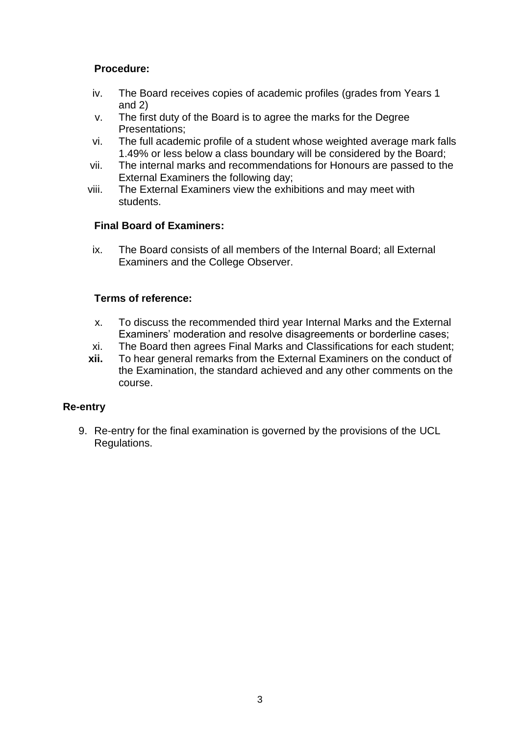**Procedure:**

iv. The Board receives copies of academic profiles (grades from Years 1 and 2)

v. The first duty of the Board is to agree the marks for the Degree Presentations;

vi. The full academic profile of a student whose weighted average mark falls 1.49% or less below a class boundary will be considered by the Board;

vii. The internal marks and recommendations for Honours are passed to the External Examiners the following day;

viii. The External Examiners view the exhibitions and may meet with students.

**Final Board of Examiners:**

ix. The Board consists of all members of the Internal Board; all External Examiners and the College Observer.

**Terms of reference:**

x. To discuss the recommended third year Internal Marks and the External Examiners' moderation and resolve disagreements or borderline cases;

xi. The Board then agrees Final Marks and Classifications for each student;

**xii.** To hear general remarks from the External Examiners on the conduct of the Examination, the standard achieved and any other comments on the course.

**Re-entry**

9. Re-entry for the final examination is governed by the provisions of the UCL Regulations.